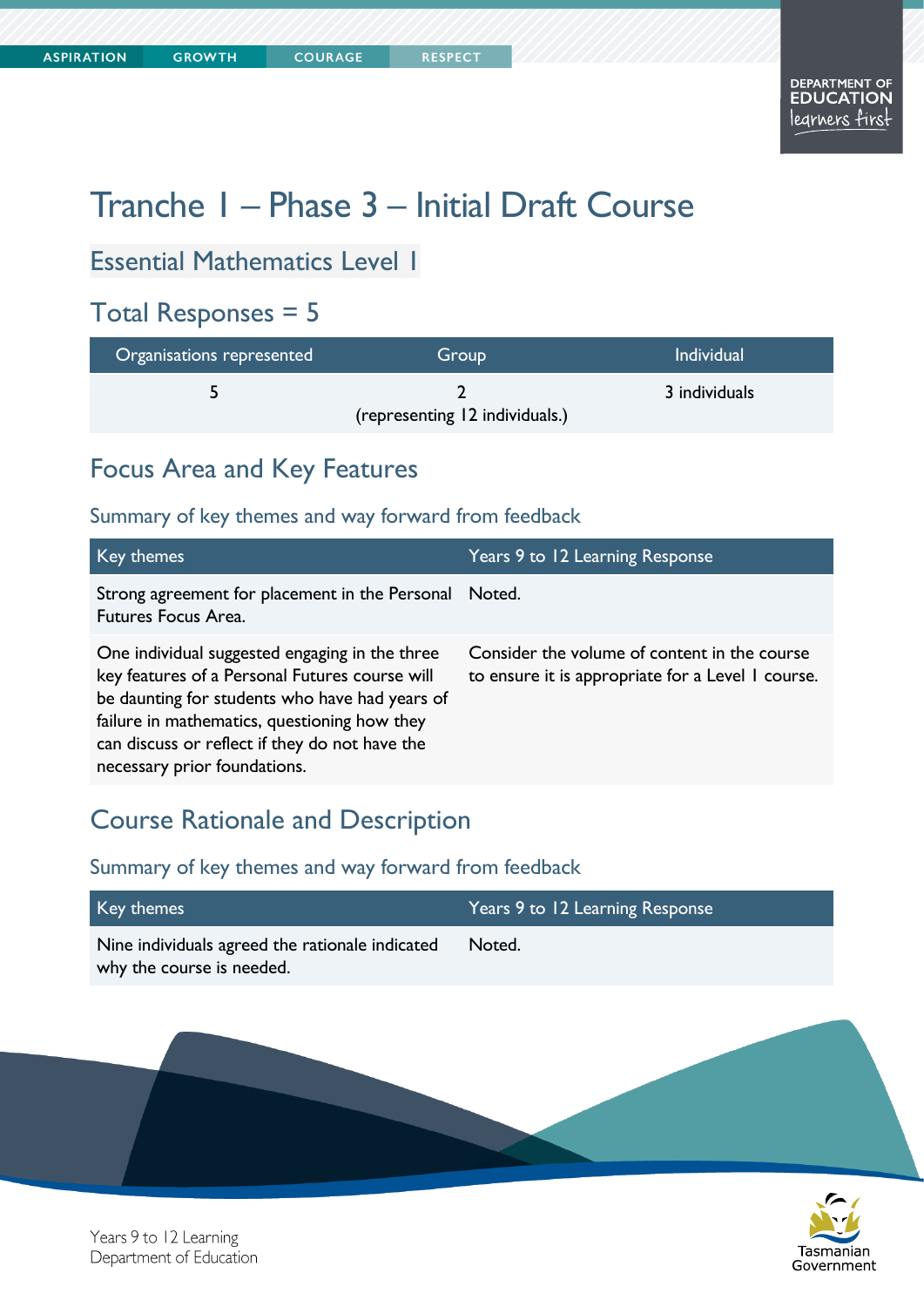# Tranche 1 – Phase 3 – Initial Draft Course

## Essential Mathematics Level 1

## Total Responses = 5

| Organisations represented | Group | Individual |
| --- | --- | --- |
| 5 | 2 (representing 12 individuals.) | 3 individuals |

## Focus Area and Key Features

### Summary of key themes and way forward from feedback

| Key themes | Years 9 to 12 Learning Response |
| --- | --- |
| Strong agreement for placement in the Personal Futures Focus Area. | Noted. |
| One individual suggested engaging in the three key features of a Personal Futures course will be daunting for students who have had years of failure in mathematics, questioning how they can discuss or reflect if they do not have the necessary prior foundations. | Consider the volume of content in the course to ensure it is appropriate for a Level 1 course. |

## Course Rationale and Description

### Summary of key themes and way forward from feedback

| Key themes | Years 9 to 12 Learning Response |
| --- | --- |
| Nine individuals agreed the rationale indicated why the course is needed. | Noted. |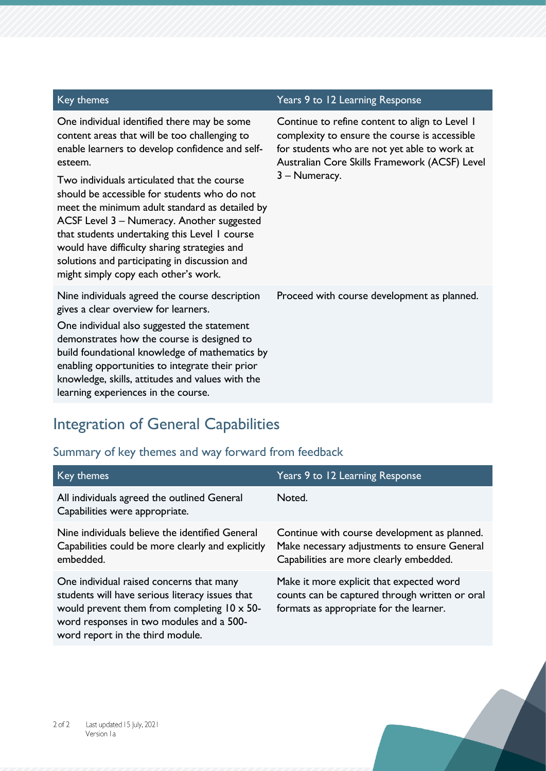| Key themes | Years 9 to 12 Learning Response |
| --- | --- |
| One individual identified there may be some content areas that will be too challenging to enable learners to develop confidence and self-esteem. Two individuals articulated that the course should be accessible for students who do not meet the minimum adult standard as detailed by ACSF Level 3 – Numeracy. Another suggested that students undertaking this Level 1 course would have difficulty sharing strategies and solutions and participating in discussion and might simply copy each other's work. | Continue to refine content to align to Level 1 complexity to ensure the course is accessible for students who are not yet able to work at Australian Core Skills Framework (ACSF) Level 3 – Numeracy. |
| Nine individuals agreed the course description gives a clear overview for learners. One individual also suggested the statement demonstrates how the course is designed to build foundational knowledge of mathematics by enabling opportunities to integrate their prior knowledge, skills, attitudes and values with the learning experiences in the course. | Proceed with course development as planned. |

## Integration of General Capabilities

### Summary of key themes and way forward from feedback

| Key themes | Years 9 to 12 Learning Response |
| --- | --- |
| All individuals agreed the outlined General Capabilities were appropriate. | Noted. |
| Nine individuals believe the identified General Capabilities could be more clearly and explicitly embedded. | Continue with course development as planned. Make necessary adjustments to ensure General Capabilities are more clearly embedded. |
| One individual raised concerns that many students will have serious literacy issues that would prevent them from completing 10 x 50-word responses in two modules and a 500-word report in the third module. | Make it more explicit that expected word counts can be captured through written or oral formats as appropriate for the learner. |

Last updated 15 July, 2021
Version 1a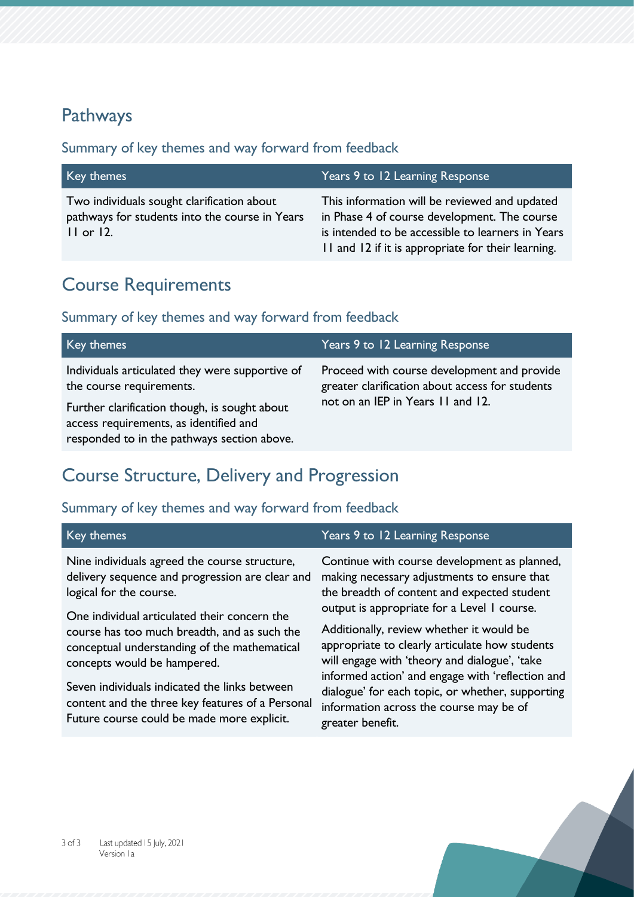## Pathways

### Summary of key themes and way forward from feedback

| Key themes | Years 9 to 12 Learning Response |
| --- | --- |
| Two individuals sought clarification about pathways for students into the course in Years 11 or 12. | This information will be reviewed and updated in Phase 4 of course development. The course is intended to be accessible to learners in Years 11 and 12 if it is appropriate for their learning. |

## Course Requirements

### Summary of key themes and way forward from feedback

| Key themes | Years 9 to 12 Learning Response |
| --- | --- |
| Individuals articulated they were supportive of the course requirements.<br><br>Further clarification though, is sought about access requirements, as identified and responded to in the pathways section above. | Proceed with course development and provide greater clarification about access for students not on an IEP in Years 11 and 12. |

## Course Structure, Delivery and Progression

### Summary of key themes and way forward from feedback

| Key themes | Years 9 to 12 Learning Response |
| --- | --- |
| Nine individuals agreed the course structure, delivery sequence and progression are clear and logical for the course.<br><br>One individual articulated their concern the course has too much breadth, and as such the conceptual understanding of the mathematical concepts would be hampered.<br><br>Seven individuals indicated the links between content and the three key features of a Personal Future course could be made more explicit. | Continue with course development as planned, making necessary adjustments to ensure that the breadth of content and expected student output is appropriate for a Level 1 course.<br><br>Additionally, review whether it would be appropriate to clearly articulate how students will engage with 'theory and dialogue', 'take informed action' and engage with 'reflection and dialogue' for each topic, or whether, supporting information across the course may be of greater benefit. |

Last updated 15 July, 2021
Version 1a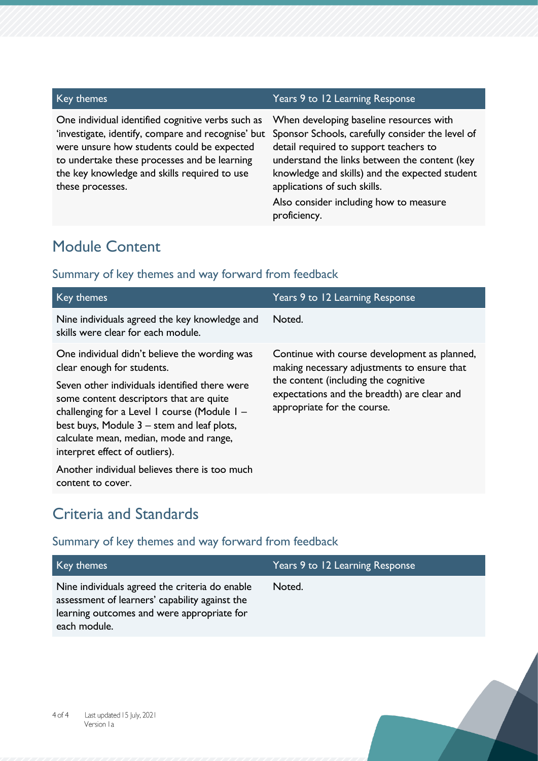| Key themes | Years 9 to 12 Learning Response |
|---|---|
| One individual identified cognitive verbs such as 'investigate, identify, compare and recognise' but were unsure how students could be expected to undertake these processes and be learning the key knowledge and skills required to use these processes. | When developing baseline resources with Sponsor Schools, carefully consider the level of detail required to support teachers to understand the links between the content (key knowledge and skills) and the expected student applications of such skills. Also consider including how to measure proficiency. |

## Module Content

### Summary of key themes and way forward from feedback

| Key themes | Years 9 to 12 Learning Response |
|---|---|
| Nine individuals agreed the key knowledge and skills were clear for each module. | Noted. |
| One individual didn't believe the wording was clear enough for students. Seven other individuals identified there were some content descriptors that are quite challenging for a Level 1 course (Module 1 – best buys, Module 3 – stem and leaf plots, calculate mean, median, mode and range, interpret effect of outliers). Another individual believes there is too much content to cover. | Continue with course development as planned, making necessary adjustments to ensure that the content (including the cognitive expectations and the breadth) are clear and appropriate for the course. |

## Criteria and Standards

### Summary of key themes and way forward from feedback

| Key themes | Years 9 to 12 Learning Response |
|---|---|
| Nine individuals agreed the criteria do enable assessment of learners' capability against the learning outcomes and were appropriate for each module. | Noted. |

Last updated 15 July, 2021
Version 1a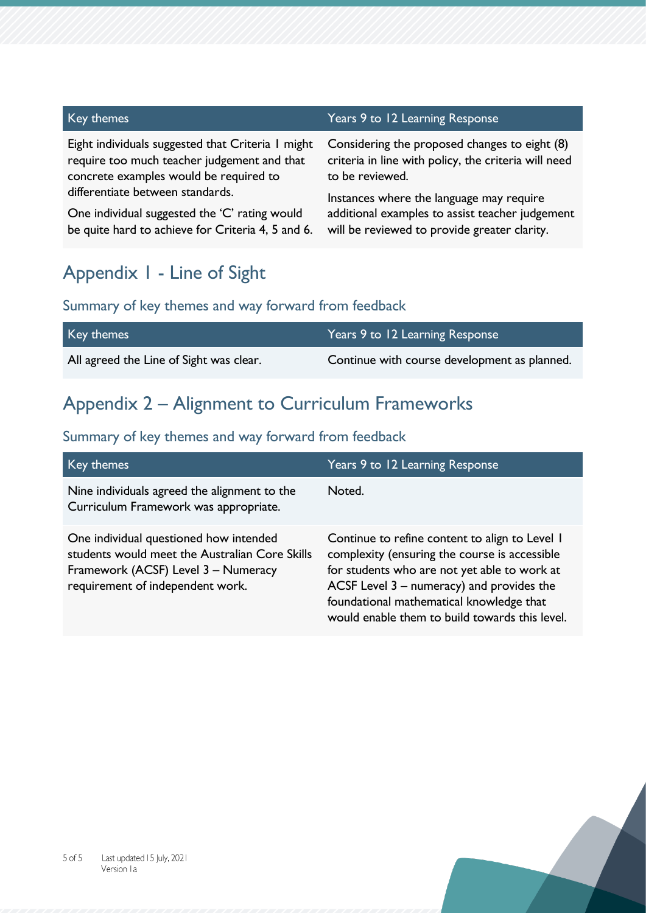| Key themes | Years 9 to 12 Learning Response |
| --- | --- |
| Eight individuals suggested that Criteria 1 might require too much teacher judgement and that concrete examples would be required to differentiate between standards. One individual suggested the 'C' rating would be quite hard to achieve for Criteria 4, 5 and 6. | Considering the proposed changes to eight (8) criteria in line with policy, the criteria will need to be reviewed. Instances where the language may require additional examples to assist teacher judgement will be reviewed to provide greater clarity. |

## Appendix 1 - Line of Sight

### Summary of key themes and way forward from feedback

| Key themes | Years 9 to 12 Learning Response |
| --- | --- |
| All agreed the Line of Sight was clear. | Continue with course development as planned. |

## Appendix 2 – Alignment to Curriculum Frameworks

### Summary of key themes and way forward from feedback

| Key themes | Years 9 to 12 Learning Response |
| --- | --- |
| Nine individuals agreed the alignment to the Curriculum Framework was appropriate. | Noted. |
| One individual questioned how intended students would meet the Australian Core Skills Framework (ACSF) Level 3 – Numeracy requirement of independent work. | Continue to refine content to align to Level 1 complexity (ensuring the course is accessible for students who are not yet able to work at ACSF Level 3 – numeracy) and provides the foundational mathematical knowledge that would enable them to build towards this level. |

Last updated 15 July, 2021
Version 1a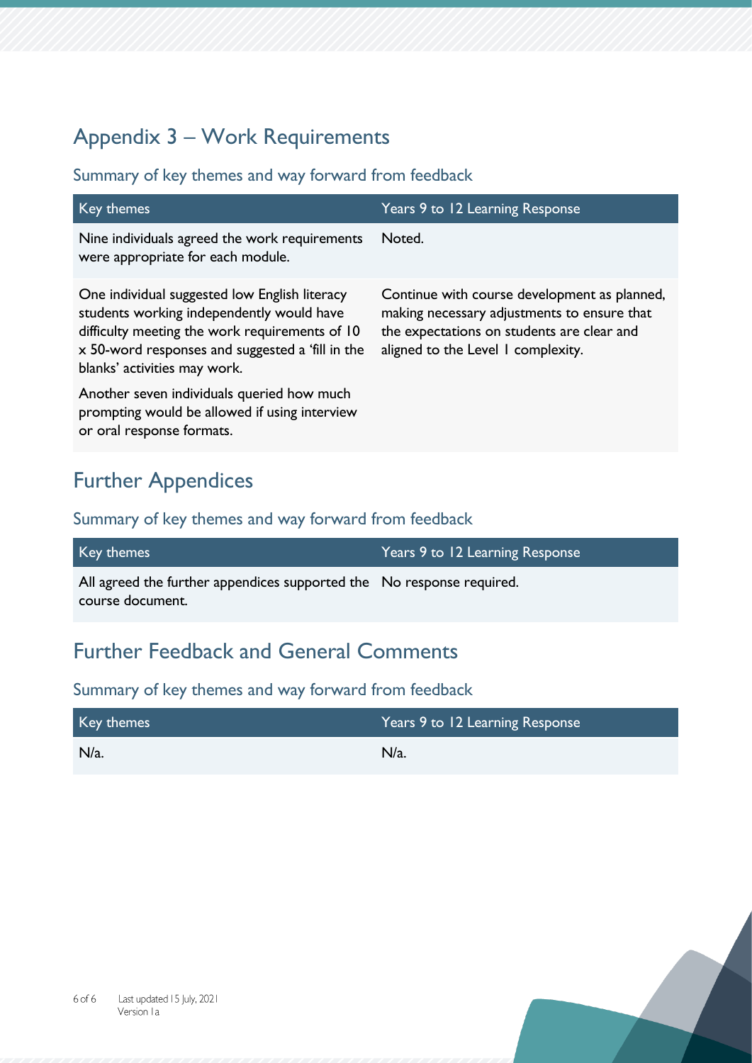## Appendix 3 – Work Requirements

### Summary of key themes and way forward from feedback

| Key themes | Years 9 to 12 Learning Response |
| --- | --- |
| Nine individuals agreed the work requirements were appropriate for each module. | Noted. |
| One individual suggested low English literacy students working independently would have difficulty meeting the work requirements of 10 x 50-word responses and suggested a 'fill in the blanks' activities may work.<br><br>Another seven individuals queried how much prompting would be allowed if using interview or oral response formats. | Continue with course development as planned, making necessary adjustments to ensure that the expectations on students are clear and aligned to the Level 1 complexity. |

## Further Appendices

### Summary of key themes and way forward from feedback

| Key themes | Years 9 to 12 Learning Response |
| --- | --- |
| All agreed the further appendices supported the course document. | No response required. |

## Further Feedback and General Comments

### Summary of key themes and way forward from feedback

| Key themes | Years 9 to 12 Learning Response |
| --- | --- |
| N/a. | N/a. |

Last updated 15 July, 2021
Version 1a